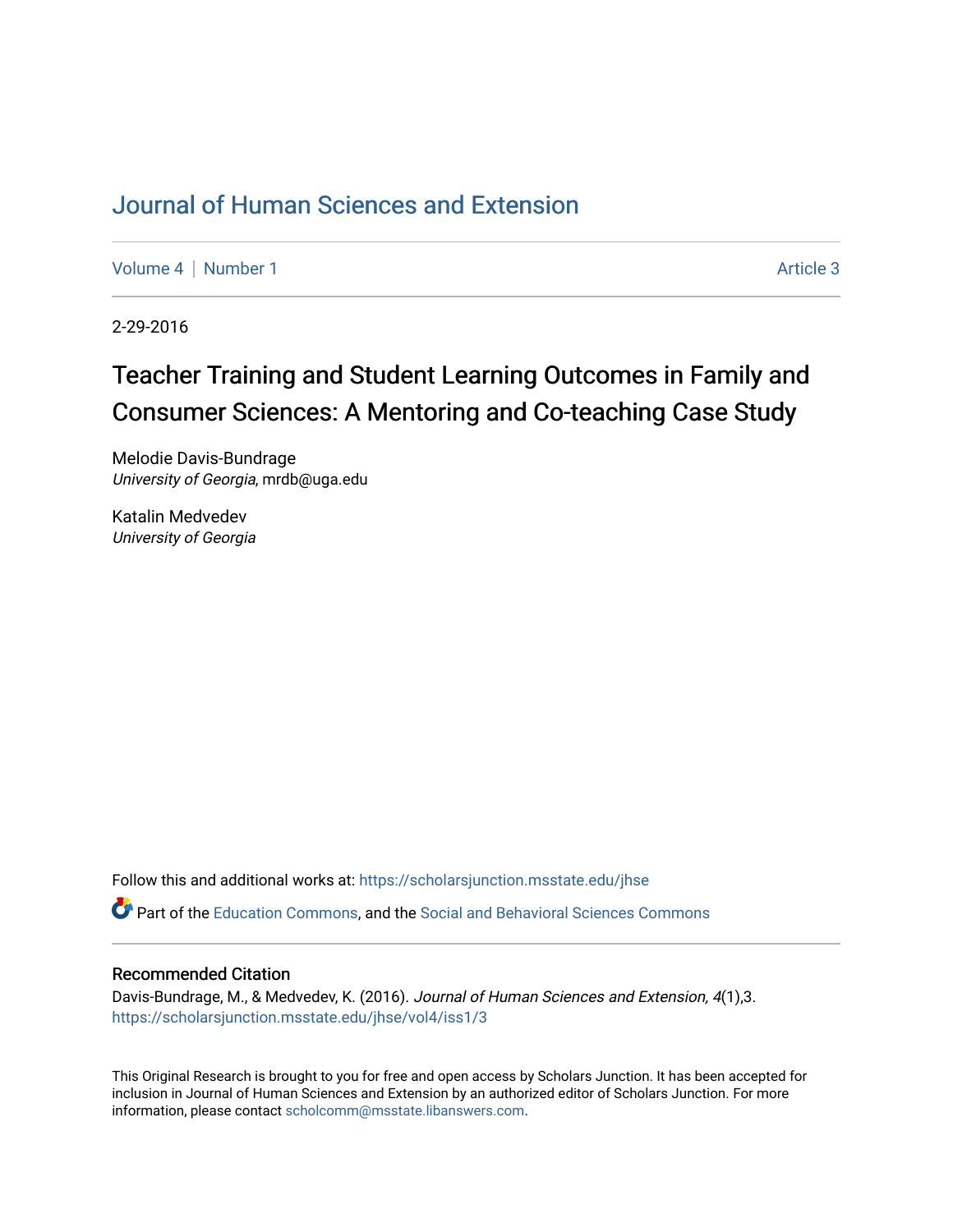# Journal of Human Sciences and Extension

Volume 4 | Number 1 Article 3

2-29-2016

## Teacher Training and Student Learning Outcomes in Family and Consumer Sciences: A Mentoring and Co-teaching Case Study

Melodie Davis-Bundrage
*University of Georgia*, mrdb@uga.edu

Katalin Medvedev
*University of Georgia*

Follow this and additional works at: https://scholarsjunction.msstate.edu/jhse

Part of the Education Commons, and the Social and Behavioral Sciences Commons

### Recommended Citation

Davis-Bundrage, M., & Medvedev, K. (2016). *Journal of Human Sciences and Extension, 4*(1),3. https://scholarsjunction.msstate.edu/jhse/vol4/iss1/3

This Original Research is brought to you for free and open access by Scholars Junction. It has been accepted for inclusion in Journal of Human Sciences and Extension by an authorized editor of Scholars Junction. For more information, please contact scholcomm@msstate.libanswers.com.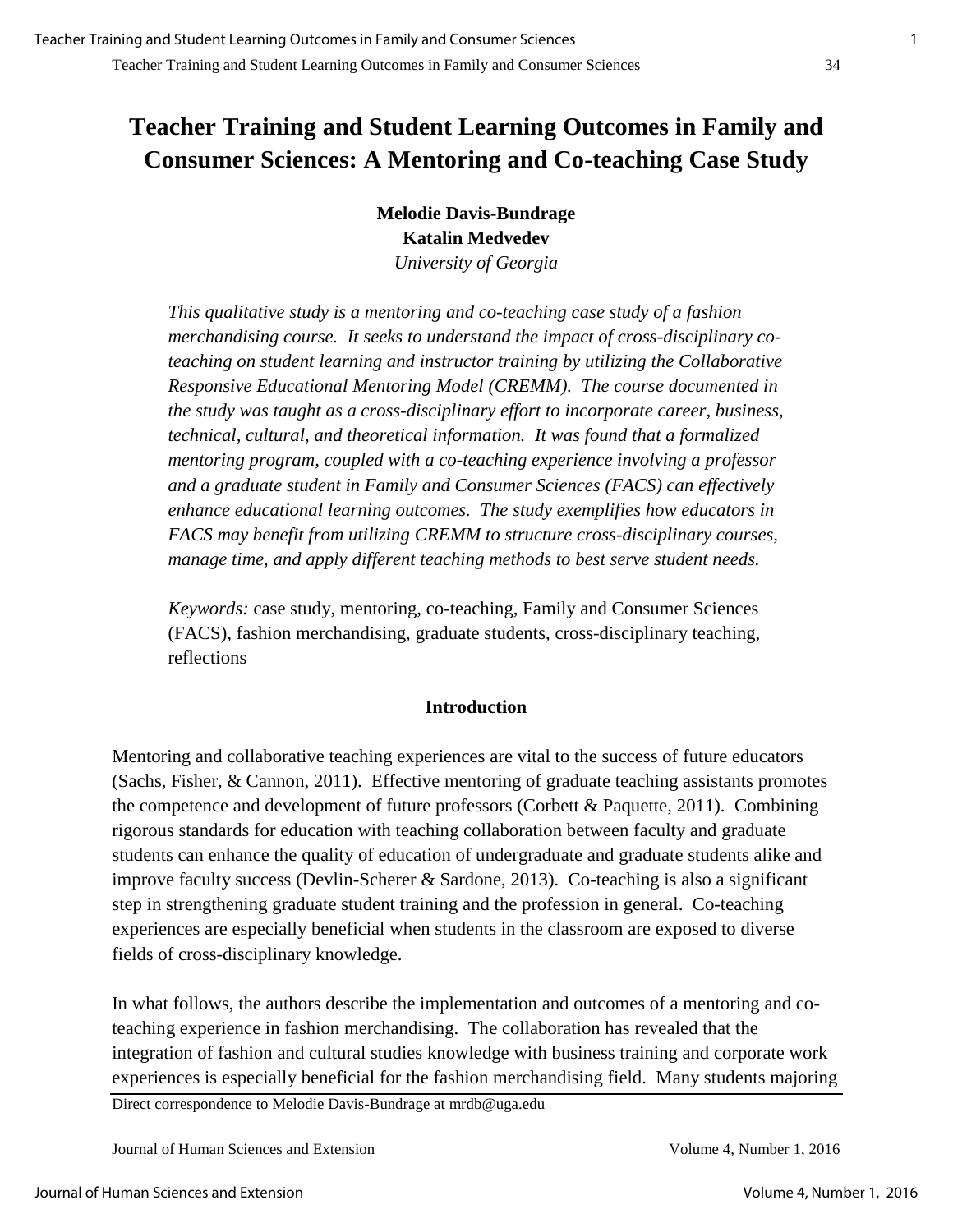# Teacher Training and Student Learning Outcomes in Family and Consumer Sciences: A Mentoring and Co-teaching Case Study

**Melodie Davis-Bundrage**
**Katalin Medvedev**
*University of Georgia*

*This qualitative study is a mentoring and co-teaching case study of a fashion merchandising course. It seeks to understand the impact of cross-disciplinary co-teaching on student learning and instructor training by utilizing the Collaborative Responsive Educational Mentoring Model (CREMM). The course documented in the study was taught as a cross-disciplinary effort to incorporate career, business, technical, cultural, and theoretical information. It was found that a formalized mentoring program, coupled with a co-teaching experience involving a professor and a graduate student in Family and Consumer Sciences (FACS) can effectively enhance educational learning outcomes. The study exemplifies how educators in FACS may benefit from utilizing CREMM to structure cross-disciplinary courses, manage time, and apply different teaching methods to best serve student needs.*

*Keywords:* case study, mentoring, co-teaching, Family and Consumer Sciences (FACS), fashion merchandising, graduate students, cross-disciplinary teaching, reflections

## Introduction

Mentoring and collaborative teaching experiences are vital to the success of future educators (Sachs, Fisher, & Cannon, 2011). Effective mentoring of graduate teaching assistants promotes the competence and development of future professors (Corbett & Paquette, 2011). Combining rigorous standards for education with teaching collaboration between faculty and graduate students can enhance the quality of education of undergraduate and graduate students alike and improve faculty success (Devlin-Scherer & Sardone, 2013). Co-teaching is also a significant step in strengthening graduate student training and the profession in general. Co-teaching experiences are especially beneficial when students in the classroom are exposed to diverse fields of cross-disciplinary knowledge.

In what follows, the authors describe the implementation and outcomes of a mentoring and co-teaching experience in fashion merchandising. The collaboration has revealed that the integration of fashion and cultural studies knowledge with business training and corporate work experiences is especially beneficial for the fashion merchandising field. Many students majoring

Direct correspondence to Melodie Davis-Bundrage at mrdb@uga.edu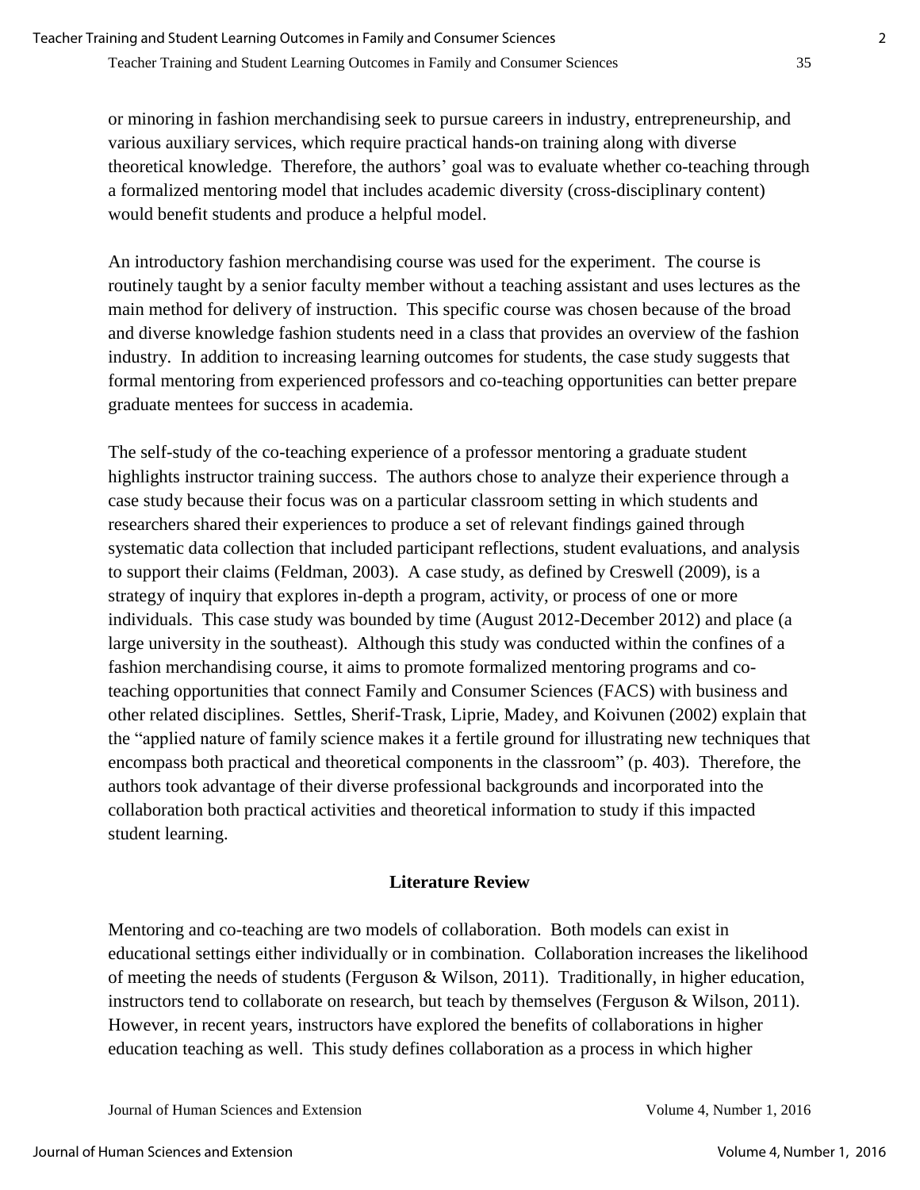or minoring in fashion merchandising seek to pursue careers in industry, entrepreneurship, and various auxiliary services, which require practical hands-on training along with diverse theoretical knowledge. Therefore, the authors' goal was to evaluate whether co-teaching through a formalized mentoring model that includes academic diversity (cross-disciplinary content) would benefit students and produce a helpful model.

An introductory fashion merchandising course was used for the experiment. The course is routinely taught by a senior faculty member without a teaching assistant and uses lectures as the main method for delivery of instruction. This specific course was chosen because of the broad and diverse knowledge fashion students need in a class that provides an overview of the fashion industry. In addition to increasing learning outcomes for students, the case study suggests that formal mentoring from experienced professors and co-teaching opportunities can better prepare graduate mentees for success in academia.

The self-study of the co-teaching experience of a professor mentoring a graduate student highlights instructor training success. The authors chose to analyze their experience through a case study because their focus was on a particular classroom setting in which students and researchers shared their experiences to produce a set of relevant findings gained through systematic data collection that included participant reflections, student evaluations, and analysis to support their claims (Feldman, 2003). A case study, as defined by Creswell (2009), is a strategy of inquiry that explores in-depth a program, activity, or process of one or more individuals. This case study was bounded by time (August 2012-December 2012) and place (a large university in the southeast). Although this study was conducted within the confines of a fashion merchandising course, it aims to promote formalized mentoring programs and co-teaching opportunities that connect Family and Consumer Sciences (FACS) with business and other related disciplines. Settles, Sherif-Trask, Liprie, Madey, and Koivunen (2002) explain that the "applied nature of family science makes it a fertile ground for illustrating new techniques that encompass both practical and theoretical components in the classroom" (p. 403). Therefore, the authors took advantage of their diverse professional backgrounds and incorporated into the collaboration both practical activities and theoretical information to study if this impacted student learning.

## Literature Review

Mentoring and co-teaching are two models of collaboration. Both models can exist in educational settings either individually or in combination. Collaboration increases the likelihood of meeting the needs of students (Ferguson & Wilson, 2011). Traditionally, in higher education, instructors tend to collaborate on research, but teach by themselves (Ferguson & Wilson, 2011). However, in recent years, instructors have explored the benefits of collaborations in higher education teaching as well. This study defines collaboration as a process in which higher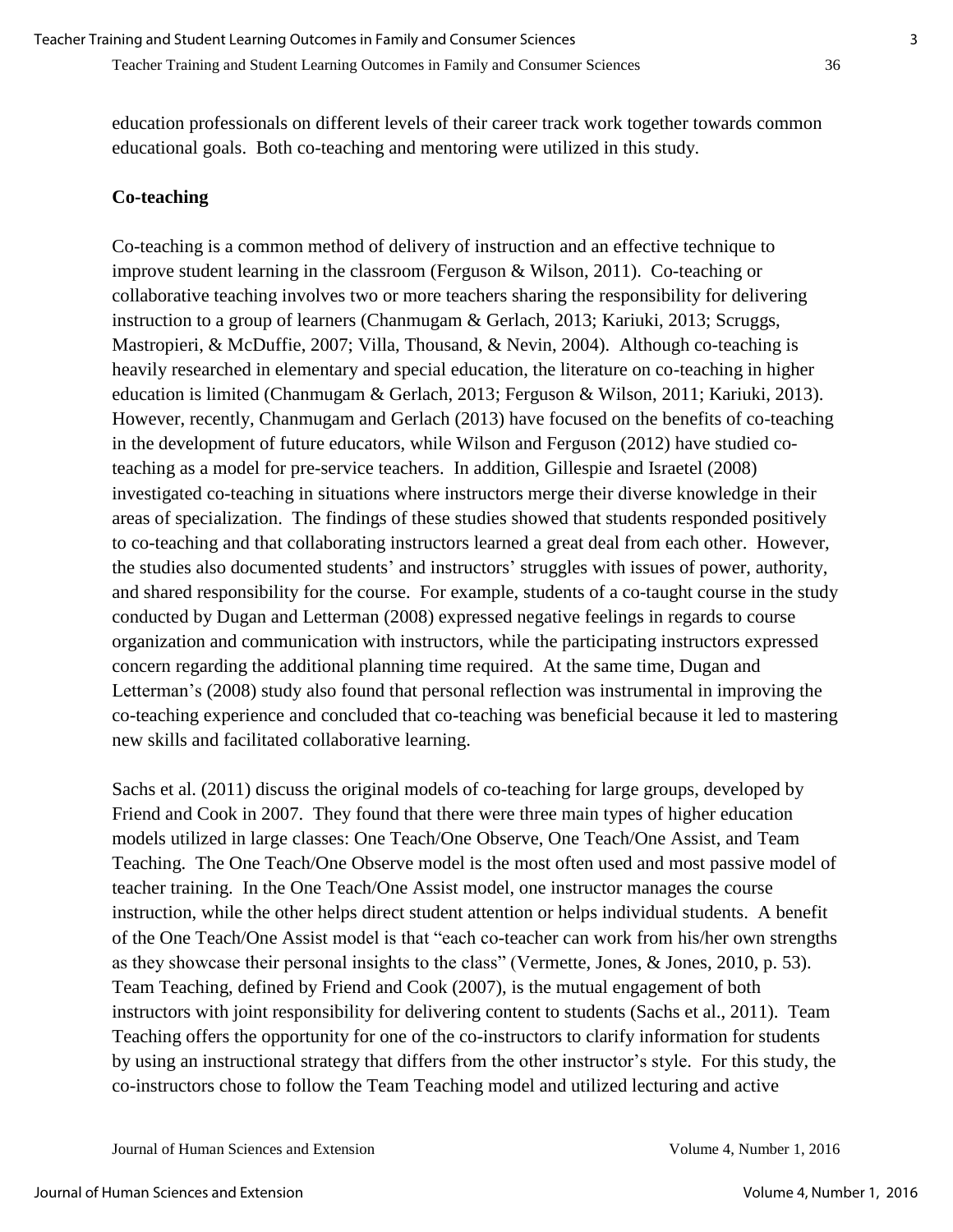education professionals on different levels of their career track work together towards common educational goals. Both co-teaching and mentoring were utilized in this study.

## Co-teaching

Co-teaching is a common method of delivery of instruction and an effective technique to improve student learning in the classroom (Ferguson & Wilson, 2011). Co-teaching or collaborative teaching involves two or more teachers sharing the responsibility for delivering instruction to a group of learners (Chanmugam & Gerlach, 2013; Kariuki, 2013; Scruggs, Mastropieri, & McDuffie, 2007; Villa, Thousand, & Nevin, 2004). Although co-teaching is heavily researched in elementary and special education, the literature on co-teaching in higher education is limited (Chanmugam & Gerlach, 2013; Ferguson & Wilson, 2011; Kariuki, 2013). However, recently, Chanmugam and Gerlach (2013) have focused on the benefits of co-teaching in the development of future educators, while Wilson and Ferguson (2012) have studied co-teaching as a model for pre-service teachers. In addition, Gillespie and Israetel (2008) investigated co-teaching in situations where instructors merge their diverse knowledge in their areas of specialization. The findings of these studies showed that students responded positively to co-teaching and that collaborating instructors learned a great deal from each other. However, the studies also documented students' and instructors' struggles with issues of power, authority, and shared responsibility for the course. For example, students of a co-taught course in the study conducted by Dugan and Letterman (2008) expressed negative feelings in regards to course organization and communication with instructors, while the participating instructors expressed concern regarding the additional planning time required. At the same time, Dugan and Letterman's (2008) study also found that personal reflection was instrumental in improving the co-teaching experience and concluded that co-teaching was beneficial because it led to mastering new skills and facilitated collaborative learning.

Sachs et al. (2011) discuss the original models of co-teaching for large groups, developed by Friend and Cook in 2007. They found that there were three main types of higher education models utilized in large classes: One Teach/One Observe, One Teach/One Assist, and Team Teaching. The One Teach/One Observe model is the most often used and most passive model of teacher training. In the One Teach/One Assist model, one instructor manages the course instruction, while the other helps direct student attention or helps individual students. A benefit of the One Teach/One Assist model is that "each co-teacher can work from his/her own strengths as they showcase their personal insights to the class" (Vermette, Jones, & Jones, 2010, p. 53). Team Teaching, defined by Friend and Cook (2007), is the mutual engagement of both instructors with joint responsibility for delivering content to students (Sachs et al., 2011). Team Teaching offers the opportunity for one of the co-instructors to clarify information for students by using an instructional strategy that differs from the other instructor's style. For this study, the co-instructors chose to follow the Team Teaching model and utilized lecturing and active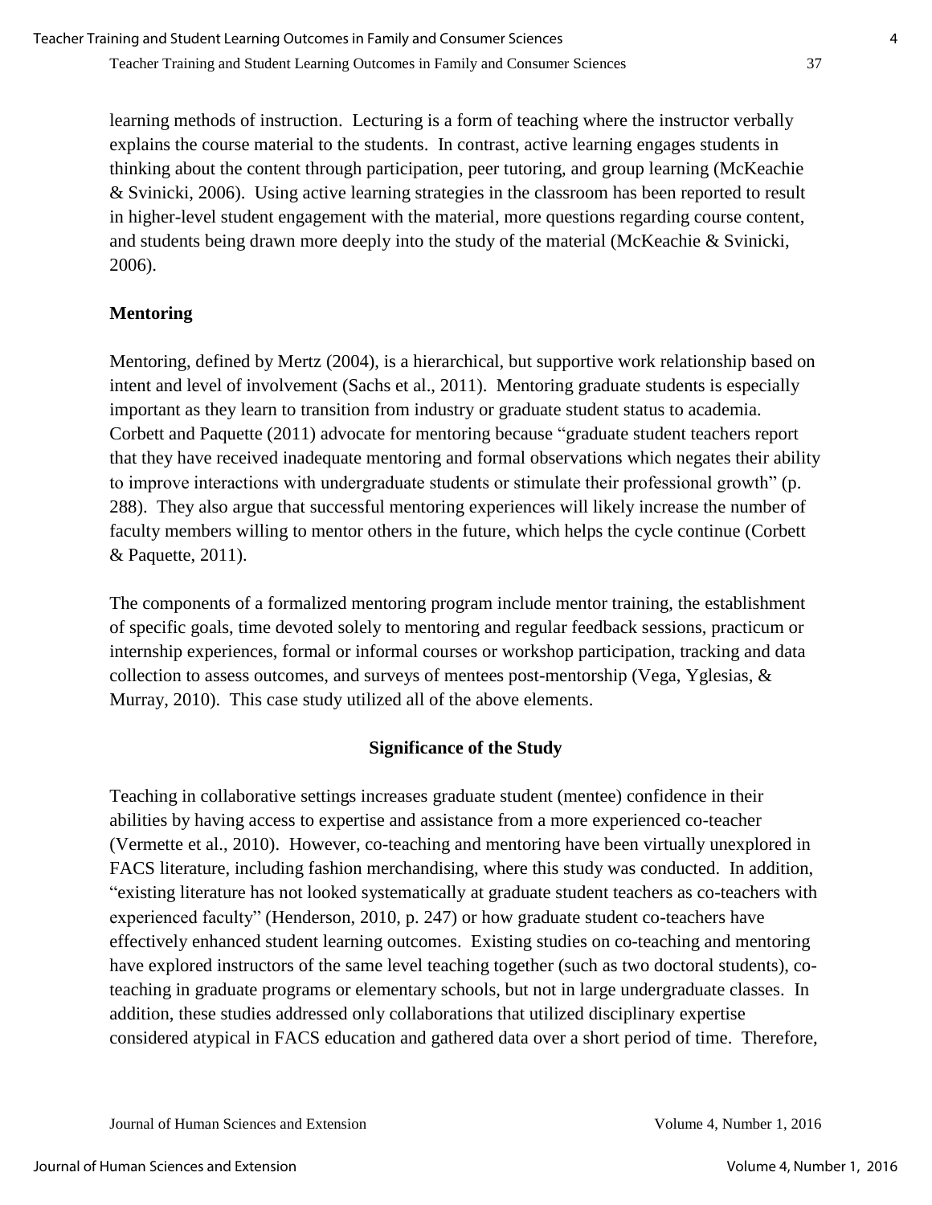learning methods of instruction. Lecturing is a form of teaching where the instructor verbally explains the course material to the students. In contrast, active learning engages students in thinking about the content through participation, peer tutoring, and group learning (McKeachie & Svinicki, 2006). Using active learning strategies in the classroom has been reported to result in higher-level student engagement with the material, more questions regarding course content, and students being drawn more deeply into the study of the material (McKeachie & Svinicki, 2006).

### Mentoring

Mentoring, defined by Mertz (2004), is a hierarchical, but supportive work relationship based on intent and level of involvement (Sachs et al., 2011). Mentoring graduate students is especially important as they learn to transition from industry or graduate student status to academia. Corbett and Paquette (2011) advocate for mentoring because "graduate student teachers report that they have received inadequate mentoring and formal observations which negates their ability to improve interactions with undergraduate students or stimulate their professional growth" (p. 288). They also argue that successful mentoring experiences will likely increase the number of faculty members willing to mentor others in the future, which helps the cycle continue (Corbett & Paquette, 2011).

The components of a formalized mentoring program include mentor training, the establishment of specific goals, time devoted solely to mentoring and regular feedback sessions, practicum or internship experiences, formal or informal courses or workshop participation, tracking and data collection to assess outcomes, and surveys of mentees post-mentorship (Vega, Yglesias, & Murray, 2010). This case study utilized all of the above elements.

## Significance of the Study

Teaching in collaborative settings increases graduate student (mentee) confidence in their abilities by having access to expertise and assistance from a more experienced co-teacher (Vermette et al., 2010). However, co-teaching and mentoring have been virtually unexplored in FACS literature, including fashion merchandising, where this study was conducted. In addition, "existing literature has not looked systematically at graduate student teachers as co-teachers with experienced faculty" (Henderson, 2010, p. 247) or how graduate student co-teachers have effectively enhanced student learning outcomes. Existing studies on co-teaching and mentoring have explored instructors of the same level teaching together (such as two doctoral students), co-teaching in graduate programs or elementary schools, but not in large undergraduate classes. In addition, these studies addressed only collaborations that utilized disciplinary expertise considered atypical in FACS education and gathered data over a short period of time. Therefore,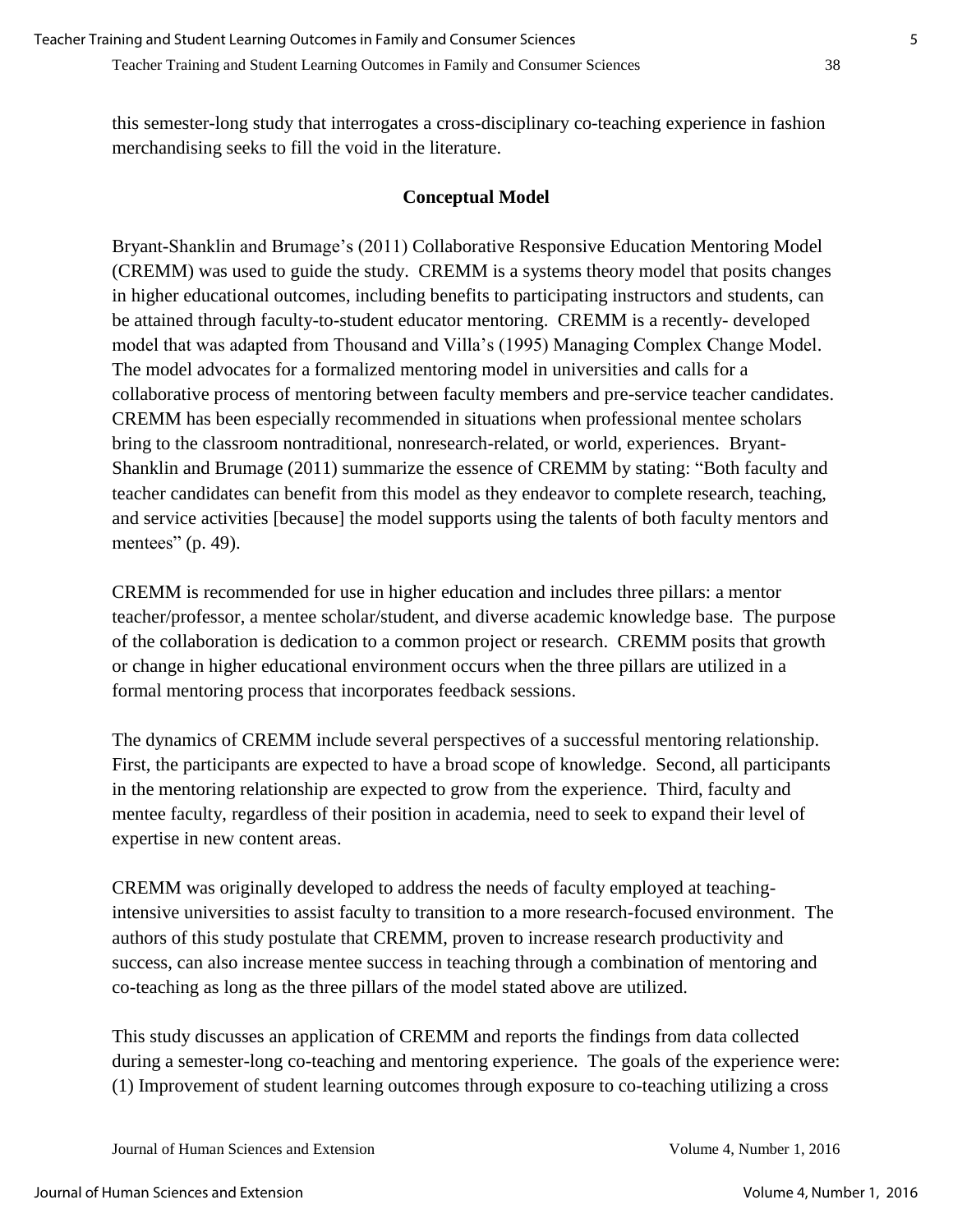this semester-long study that interrogates a cross-disciplinary co-teaching experience in fashion merchandising seeks to fill the void in the literature.

## Conceptual Model

Bryant-Shanklin and Brumage's (2011) Collaborative Responsive Education Mentoring Model (CREMM) was used to guide the study. CREMM is a systems theory model that posits changes in higher educational outcomes, including benefits to participating instructors and students, can be attained through faculty-to-student educator mentoring. CREMM is a recently- developed model that was adapted from Thousand and Villa's (1995) Managing Complex Change Model. The model advocates for a formalized mentoring model in universities and calls for a collaborative process of mentoring between faculty members and pre-service teacher candidates. CREMM has been especially recommended in situations when professional mentee scholars bring to the classroom nontraditional, nonresearch-related, or world, experiences. Bryant-Shanklin and Brumage (2011) summarize the essence of CREMM by stating: "Both faculty and teacher candidates can benefit from this model as they endeavor to complete research, teaching, and service activities [because] the model supports using the talents of both faculty mentors and mentees" (p. 49).

CREMM is recommended for use in higher education and includes three pillars: a mentor teacher/professor, a mentee scholar/student, and diverse academic knowledge base. The purpose of the collaboration is dedication to a common project or research. CREMM posits that growth or change in higher educational environment occurs when the three pillars are utilized in a formal mentoring process that incorporates feedback sessions.

The dynamics of CREMM include several perspectives of a successful mentoring relationship. First, the participants are expected to have a broad scope of knowledge. Second, all participants in the mentoring relationship are expected to grow from the experience. Third, faculty and mentee faculty, regardless of their position in academia, need to seek to expand their level of expertise in new content areas.

CREMM was originally developed to address the needs of faculty employed at teaching-intensive universities to assist faculty to transition to a more research-focused environment. The authors of this study postulate that CREMM, proven to increase research productivity and success, can also increase mentee success in teaching through a combination of mentoring and co-teaching as long as the three pillars of the model stated above are utilized.

This study discusses an application of CREMM and reports the findings from data collected during a semester-long co-teaching and mentoring experience. The goals of the experience were: (1) Improvement of student learning outcomes through exposure to co-teaching utilizing a cross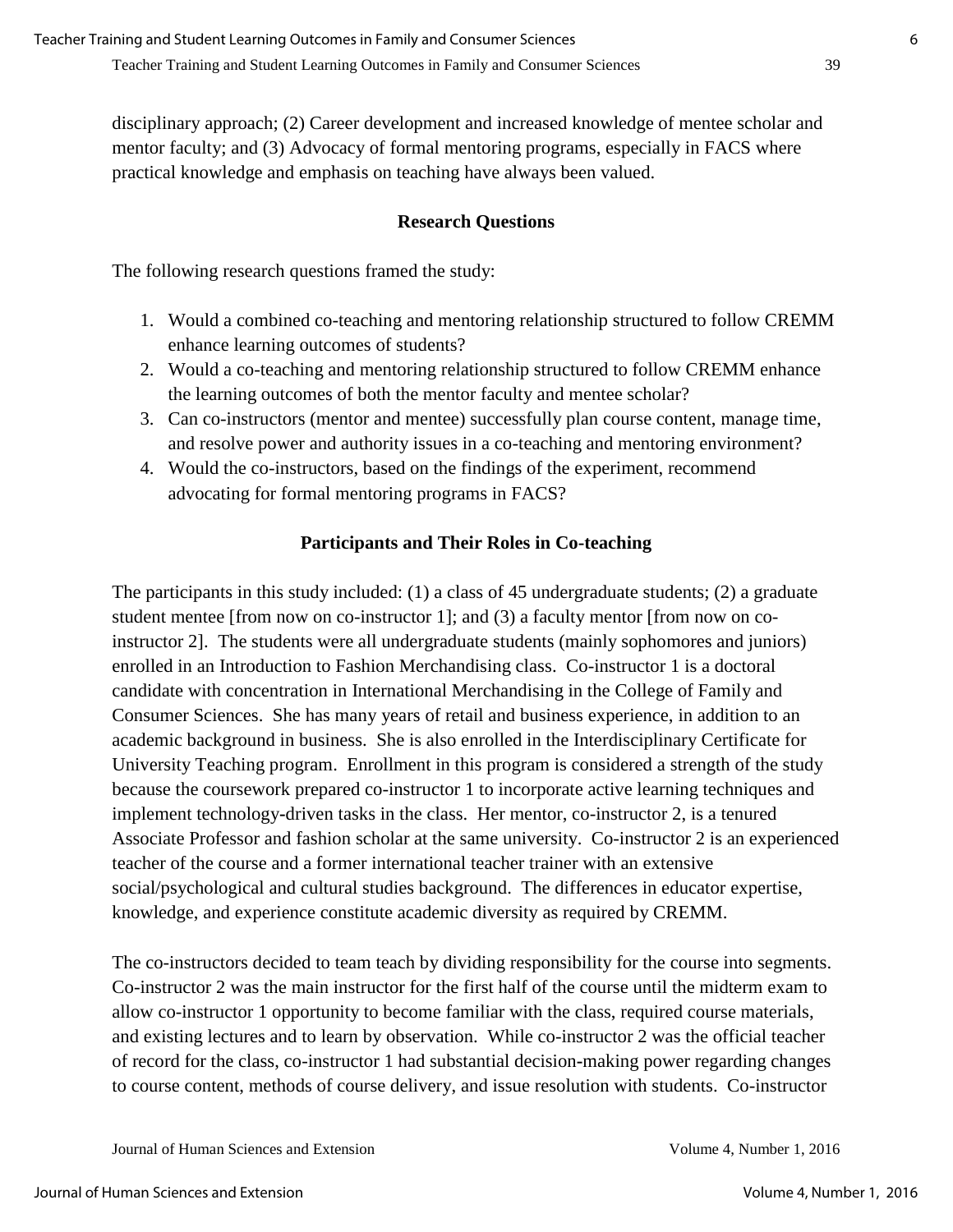disciplinary approach; (2) Career development and increased knowledge of mentee scholar and mentor faculty; and (3) Advocacy of formal mentoring programs, especially in FACS where practical knowledge and emphasis on teaching have always been valued.

## Research Questions

The following research questions framed the study:

1. Would a combined co-teaching and mentoring relationship structured to follow CREMM enhance learning outcomes of students?
2. Would a co-teaching and mentoring relationship structured to follow CREMM enhance the learning outcomes of both the mentor faculty and mentee scholar?
3. Can co-instructors (mentor and mentee) successfully plan course content, manage time, and resolve power and authority issues in a co-teaching and mentoring environment?
4. Would the co-instructors, based on the findings of the experiment, recommend advocating for formal mentoring programs in FACS?

## Participants and Their Roles in Co-teaching

The participants in this study included: (1) a class of 45 undergraduate students; (2) a graduate student mentee [from now on co-instructor 1]; and (3) a faculty mentor [from now on co-instructor 2]. The students were all undergraduate students (mainly sophomores and juniors) enrolled in an Introduction to Fashion Merchandising class. Co-instructor 1 is a doctoral candidate with concentration in International Merchandising in the College of Family and Consumer Sciences. She has many years of retail and business experience, in addition to an academic background in business. She is also enrolled in the Interdisciplinary Certificate for University Teaching program. Enrollment in this program is considered a strength of the study because the coursework prepared co-instructor 1 to incorporate active learning techniques and implement technology-driven tasks in the class. Her mentor, co-instructor 2, is a tenured Associate Professor and fashion scholar at the same university. Co-instructor 2 is an experienced teacher of the course and a former international teacher trainer with an extensive social/psychological and cultural studies background. The differences in educator expertise, knowledge, and experience constitute academic diversity as required by CREMM.

The co-instructors decided to team teach by dividing responsibility for the course into segments. Co-instructor 2 was the main instructor for the first half of the course until the midterm exam to allow co-instructor 1 opportunity to become familiar with the class, required course materials, and existing lectures and to learn by observation. While co-instructor 2 was the official teacher of record for the class, co-instructor 1 had substantial decision-making power regarding changes to course content, methods of course delivery, and issue resolution with students. Co-instructor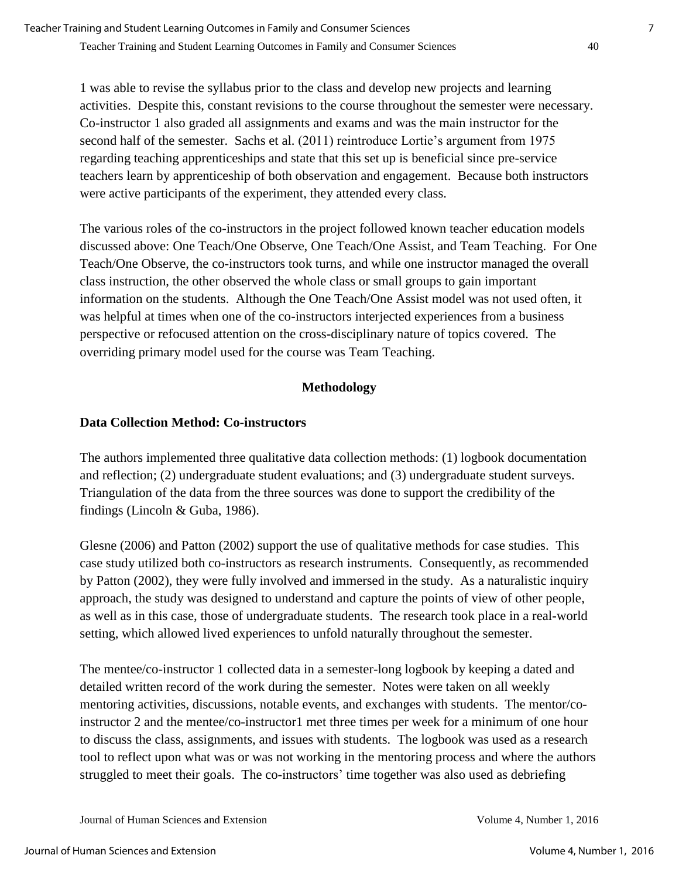1 was able to revise the syllabus prior to the class and develop new projects and learning activities. Despite this, constant revisions to the course throughout the semester were necessary. Co-instructor 1 also graded all assignments and exams and was the main instructor for the second half of the semester. Sachs et al. (2011) reintroduce Lortie's argument from 1975 regarding teaching apprenticeships and state that this set up is beneficial since pre-service teachers learn by apprenticeship of both observation and engagement. Because both instructors were active participants of the experiment, they attended every class.

The various roles of the co-instructors in the project followed known teacher education models discussed above: One Teach/One Observe, One Teach/One Assist, and Team Teaching. For One Teach/One Observe, the co-instructors took turns, and while one instructor managed the overall class instruction, the other observed the whole class or small groups to gain important information on the students. Although the One Teach/One Assist model was not used often, it was helpful at times when one of the co-instructors interjected experiences from a business perspective or refocused attention on the cross-disciplinary nature of topics covered. The overriding primary model used for the course was Team Teaching.

## Methodology

### Data Collection Method: Co-instructors

The authors implemented three qualitative data collection methods: (1) logbook documentation and reflection; (2) undergraduate student evaluations; and (3) undergraduate student surveys. Triangulation of the data from the three sources was done to support the credibility of the findings (Lincoln & Guba, 1986).

Glesne (2006) and Patton (2002) support the use of qualitative methods for case studies. This case study utilized both co-instructors as research instruments. Consequently, as recommended by Patton (2002), they were fully involved and immersed in the study. As a naturalistic inquiry approach, the study was designed to understand and capture the points of view of other people, as well as in this case, those of undergraduate students. The research took place in a real-world setting, which allowed lived experiences to unfold naturally throughout the semester.

The mentee/co-instructor 1 collected data in a semester-long logbook by keeping a dated and detailed written record of the work during the semester. Notes were taken on all weekly mentoring activities, discussions, notable events, and exchanges with students. The mentor/co-instructor 2 and the mentee/co-instructor1 met three times per week for a minimum of one hour to discuss the class, assignments, and issues with students. The logbook was used as a research tool to reflect upon what was or was not working in the mentoring process and where the authors struggled to meet their goals. The co-instructors' time together was also used as debriefing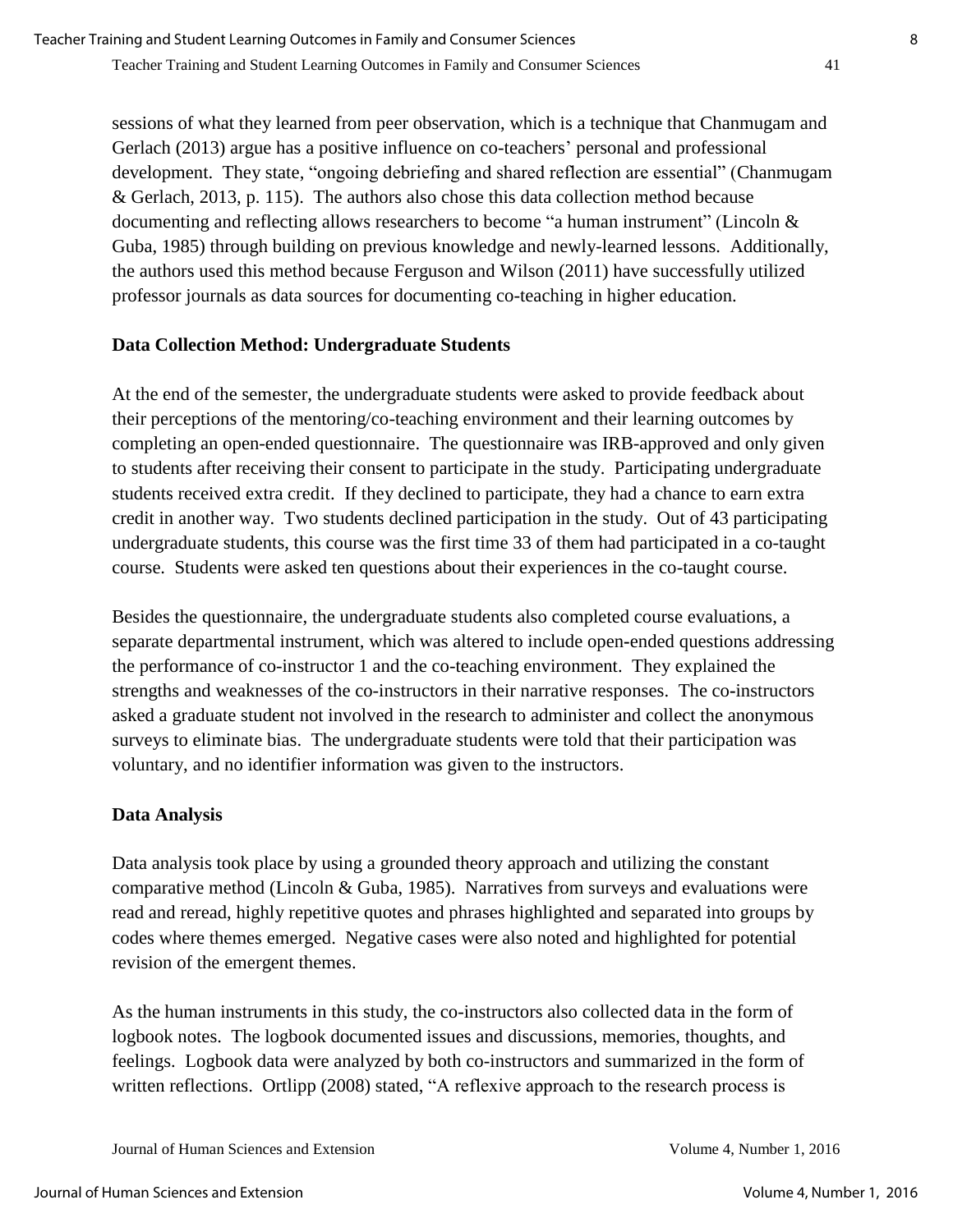sessions of what they learned from peer observation, which is a technique that Chanmugam and Gerlach (2013) argue has a positive influence on co-teachers' personal and professional development. They state, "ongoing debriefing and shared reflection are essential" (Chanmugam & Gerlach, 2013, p. 115). The authors also chose this data collection method because documenting and reflecting allows researchers to become "a human instrument" (Lincoln & Guba, 1985) through building on previous knowledge and newly-learned lessons. Additionally, the authors used this method because Ferguson and Wilson (2011) have successfully utilized professor journals as data sources for documenting co-teaching in higher education.

### Data Collection Method: Undergraduate Students

At the end of the semester, the undergraduate students were asked to provide feedback about their perceptions of the mentoring/co-teaching environment and their learning outcomes by completing an open-ended questionnaire. The questionnaire was IRB-approved and only given to students after receiving their consent to participate in the study. Participating undergraduate students received extra credit. If they declined to participate, they had a chance to earn extra credit in another way. Two students declined participation in the study. Out of 43 participating undergraduate students, this course was the first time 33 of them had participated in a co-taught course. Students were asked ten questions about their experiences in the co-taught course.

Besides the questionnaire, the undergraduate students also completed course evaluations, a separate departmental instrument, which was altered to include open-ended questions addressing the performance of co-instructor 1 and the co-teaching environment. They explained the strengths and weaknesses of the co-instructors in their narrative responses. The co-instructors asked a graduate student not involved in the research to administer and collect the anonymous surveys to eliminate bias. The undergraduate students were told that their participation was voluntary, and no identifier information was given to the instructors.

### Data Analysis

Data analysis took place by using a grounded theory approach and utilizing the constant comparative method (Lincoln & Guba, 1985). Narratives from surveys and evaluations were read and reread, highly repetitive quotes and phrases highlighted and separated into groups by codes where themes emerged. Negative cases were also noted and highlighted for potential revision of the emergent themes.

As the human instruments in this study, the co-instructors also collected data in the form of logbook notes. The logbook documented issues and discussions, memories, thoughts, and feelings. Logbook data were analyzed by both co-instructors and summarized in the form of written reflections. Ortlipp (2008) stated, "A reflexive approach to the research process is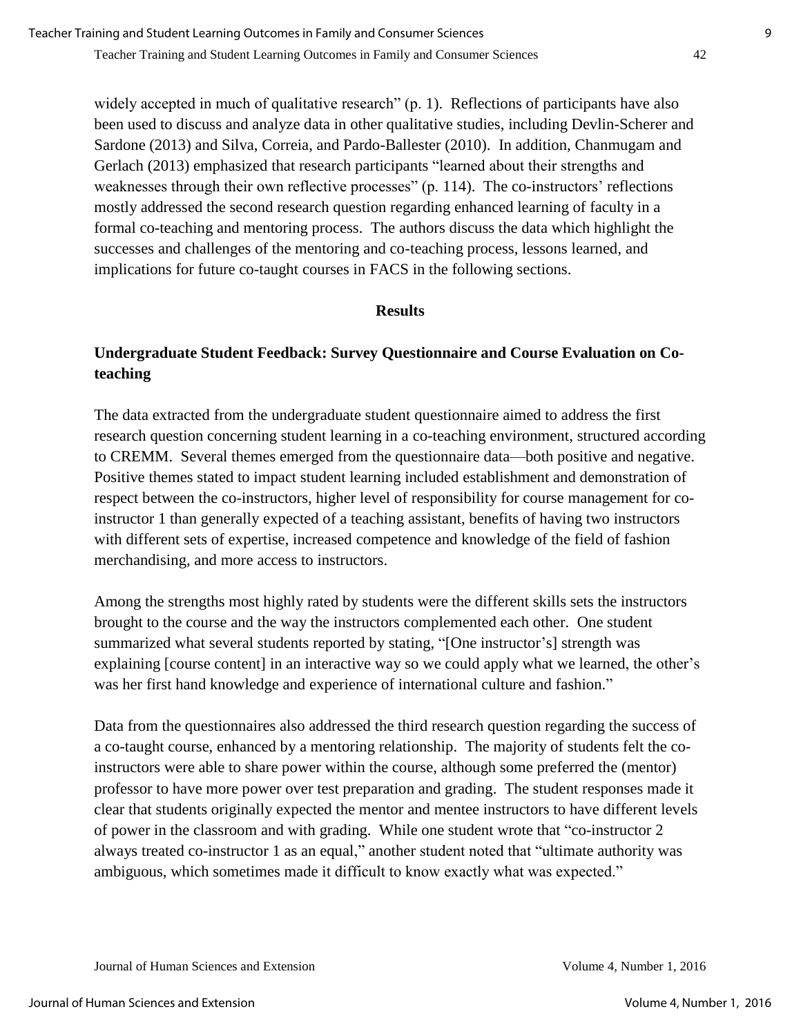widely accepted in much of qualitative research" (p. 1). Reflections of participants have also been used to discuss and analyze data in other qualitative studies, including Devlin-Scherer and Sardone (2013) and Silva, Correia, and Pardo-Ballester (2010). In addition, Chanmugam and Gerlach (2013) emphasized that research participants "learned about their strengths and weaknesses through their own reflective processes" (p. 114). The co-instructors' reflections mostly addressed the second research question regarding enhanced learning of faculty in a formal co-teaching and mentoring process. The authors discuss the data which highlight the successes and challenges of the mentoring and co-teaching process, lessons learned, and implications for future co-taught courses in FACS in the following sections.

## Results

### Undergraduate Student Feedback: Survey Questionnaire and Course Evaluation on Co-teaching

The data extracted from the undergraduate student questionnaire aimed to address the first research question concerning student learning in a co-teaching environment, structured according to CREMM. Several themes emerged from the questionnaire data—both positive and negative. Positive themes stated to impact student learning included establishment and demonstration of respect between the co-instructors, higher level of responsibility for course management for co-instructor 1 than generally expected of a teaching assistant, benefits of having two instructors with different sets of expertise, increased competence and knowledge of the field of fashion merchandising, and more access to instructors.

Among the strengths most highly rated by students were the different skills sets the instructors brought to the course and the way the instructors complemented each other. One student summarized what several students reported by stating, "[One instructor's] strength was explaining [course content] in an interactive way so we could apply what we learned, the other's was her first hand knowledge and experience of international culture and fashion."

Data from the questionnaires also addressed the third research question regarding the success of a co-taught course, enhanced by a mentoring relationship. The majority of students felt the co-instructors were able to share power within the course, although some preferred the (mentor) professor to have more power over test preparation and grading. The student responses made it clear that students originally expected the mentor and mentee instructors to have different levels of power in the classroom and with grading. While one student wrote that "co-instructor 2 always treated co-instructor 1 as an equal," another student noted that "ultimate authority was ambiguous, which sometimes made it difficult to know exactly what was expected."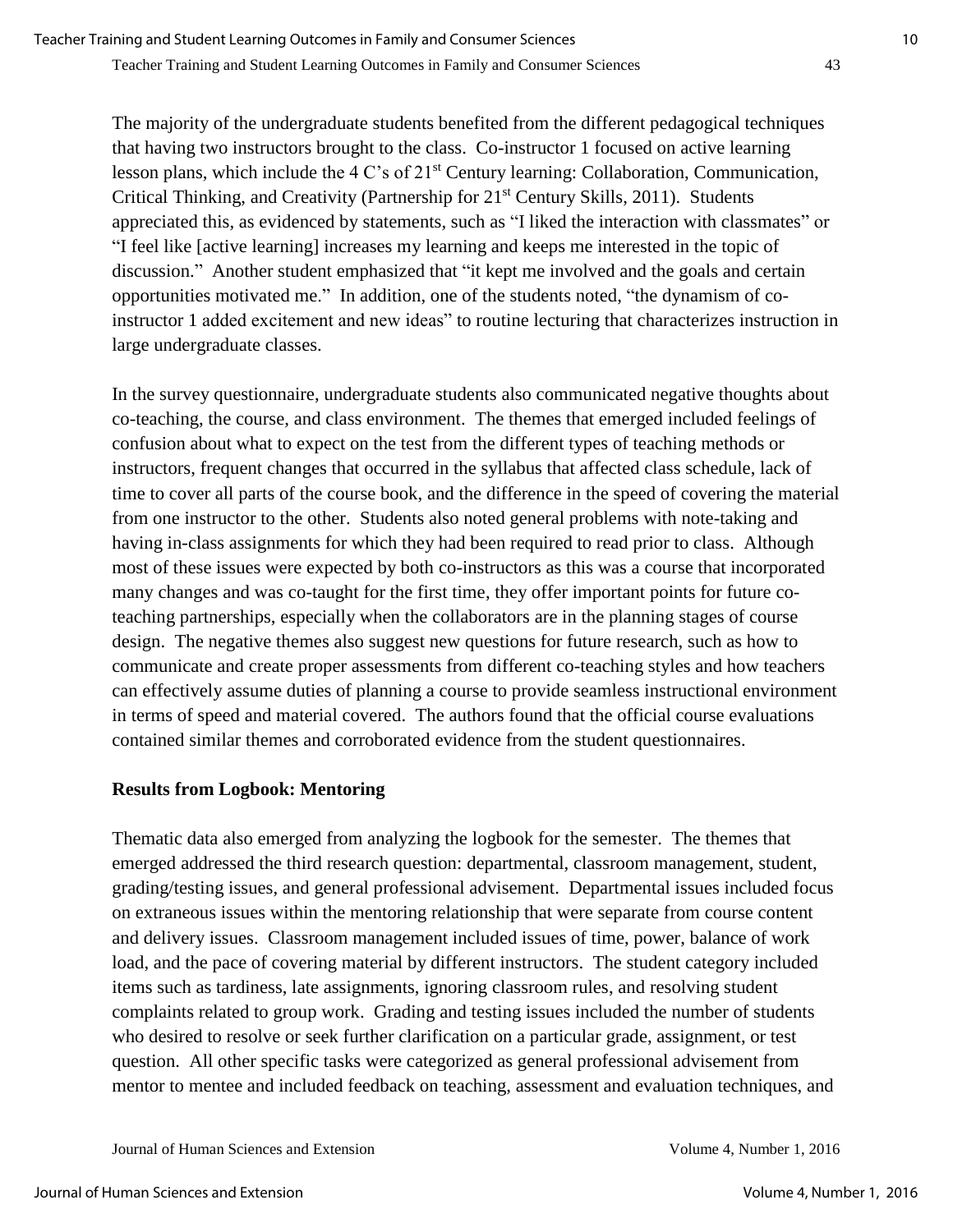The majority of the undergraduate students benefited from the different pedagogical techniques that having two instructors brought to the class. Co-instructor 1 focused on active learning lesson plans, which include the 4 C's of 21st Century learning: Collaboration, Communication, Critical Thinking, and Creativity (Partnership for 21st Century Skills, 2011). Students appreciated this, as evidenced by statements, such as "I liked the interaction with classmates" or "I feel like [active learning] increases my learning and keeps me interested in the topic of discussion." Another student emphasized that "it kept me involved and the goals and certain opportunities motivated me." In addition, one of the students noted, "the dynamism of co-instructor 1 added excitement and new ideas" to routine lecturing that characterizes instruction in large undergraduate classes.

In the survey questionnaire, undergraduate students also communicated negative thoughts about co-teaching, the course, and class environment. The themes that emerged included feelings of confusion about what to expect on the test from the different types of teaching methods or instructors, frequent changes that occurred in the syllabus that affected class schedule, lack of time to cover all parts of the course book, and the difference in the speed of covering the material from one instructor to the other. Students also noted general problems with note-taking and having in-class assignments for which they had been required to read prior to class. Although most of these issues were expected by both co-instructors as this was a course that incorporated many changes and was co-taught for the first time, they offer important points for future co-teaching partnerships, especially when the collaborators are in the planning stages of course design. The negative themes also suggest new questions for future research, such as how to communicate and create proper assessments from different co-teaching styles and how teachers can effectively assume duties of planning a course to provide seamless instructional environment in terms of speed and material covered. The authors found that the official course evaluations contained similar themes and corroborated evidence from the student questionnaires.

**Results from Logbook: Mentoring**

Thematic data also emerged from analyzing the logbook for the semester. The themes that emerged addressed the third research question: departmental, classroom management, student, grading/testing issues, and general professional advisement. Departmental issues included focus on extraneous issues within the mentoring relationship that were separate from course content and delivery issues. Classroom management included issues of time, power, balance of work load, and the pace of covering material by different instructors. The student category included items such as tardiness, late assignments, ignoring classroom rules, and resolving student complaints related to group work. Grading and testing issues included the number of students who desired to resolve or seek further clarification on a particular grade, assignment, or test question. All other specific tasks were categorized as general professional advisement from mentor to mentee and included feedback on teaching, assessment and evaluation techniques, and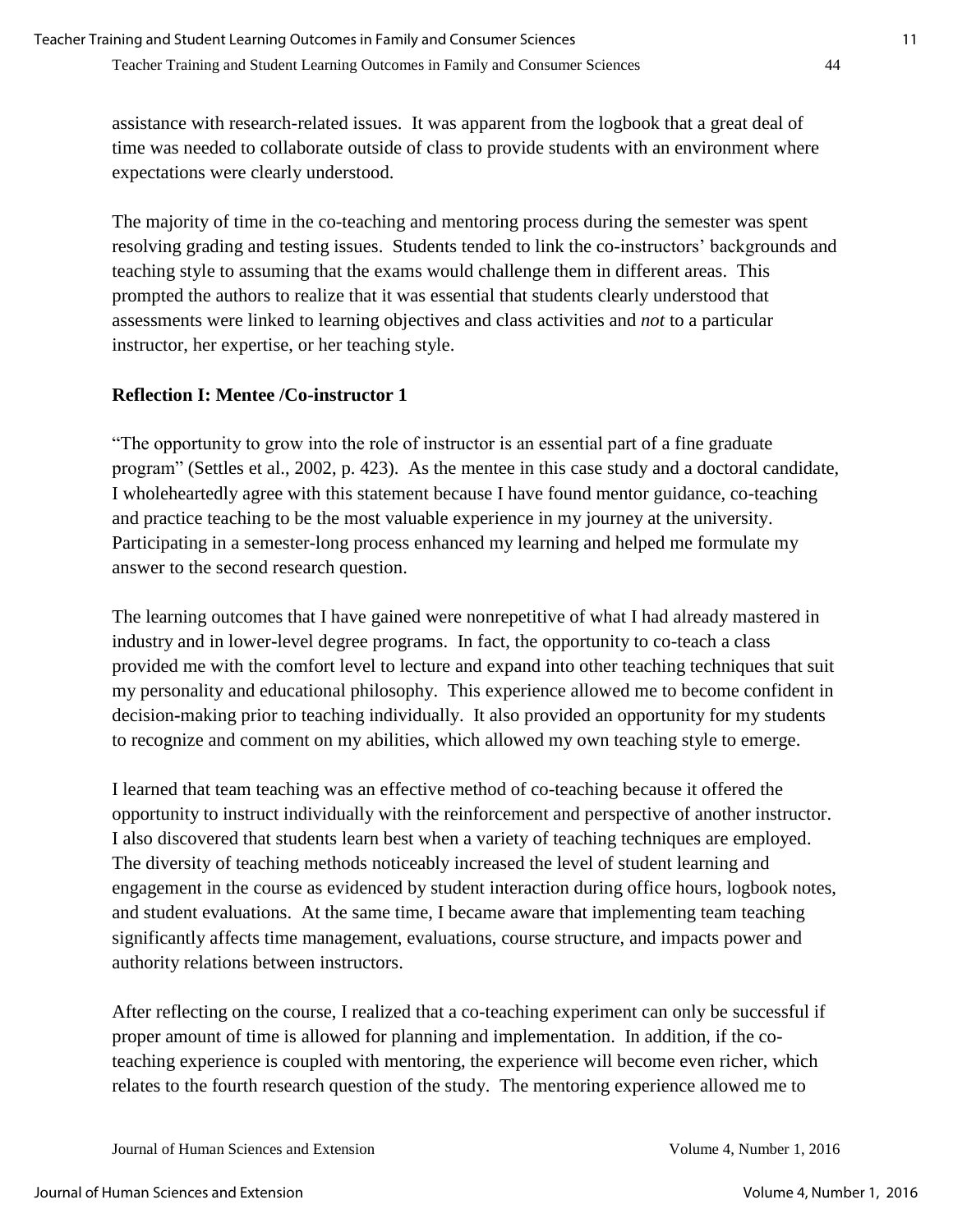assistance with research-related issues. It was apparent from the logbook that a great deal of time was needed to collaborate outside of class to provide students with an environment where expectations were clearly understood.

The majority of time in the co-teaching and mentoring process during the semester was spent resolving grading and testing issues. Students tended to link the co-instructors' backgrounds and teaching style to assuming that the exams would challenge them in different areas. This prompted the authors to realize that it was essential that students clearly understood that assessments were linked to learning objectives and class activities and *not* to a particular instructor, her expertise, or her teaching style.

### Reflection I: Mentee /Co-instructor 1

"The opportunity to grow into the role of instructor is an essential part of a fine graduate program" (Settles et al., 2002, p. 423). As the mentee in this case study and a doctoral candidate, I wholeheartedly agree with this statement because I have found mentor guidance, co-teaching and practice teaching to be the most valuable experience in my journey at the university. Participating in a semester-long process enhanced my learning and helped me formulate my answer to the second research question.

The learning outcomes that I have gained were nonrepetitive of what I had already mastered in industry and in lower-level degree programs. In fact, the opportunity to co-teach a class provided me with the comfort level to lecture and expand into other teaching techniques that suit my personality and educational philosophy. This experience allowed me to become confident in decision-making prior to teaching individually. It also provided an opportunity for my students to recognize and comment on my abilities, which allowed my own teaching style to emerge.

I learned that team teaching was an effective method of co-teaching because it offered the opportunity to instruct individually with the reinforcement and perspective of another instructor. I also discovered that students learn best when a variety of teaching techniques are employed. The diversity of teaching methods noticeably increased the level of student learning and engagement in the course as evidenced by student interaction during office hours, logbook notes, and student evaluations. At the same time, I became aware that implementing team teaching significantly affects time management, evaluations, course structure, and impacts power and authority relations between instructors.

After reflecting on the course, I realized that a co-teaching experiment can only be successful if proper amount of time is allowed for planning and implementation. In addition, if the co-teaching experience is coupled with mentoring, the experience will become even richer, which relates to the fourth research question of the study. The mentoring experience allowed me to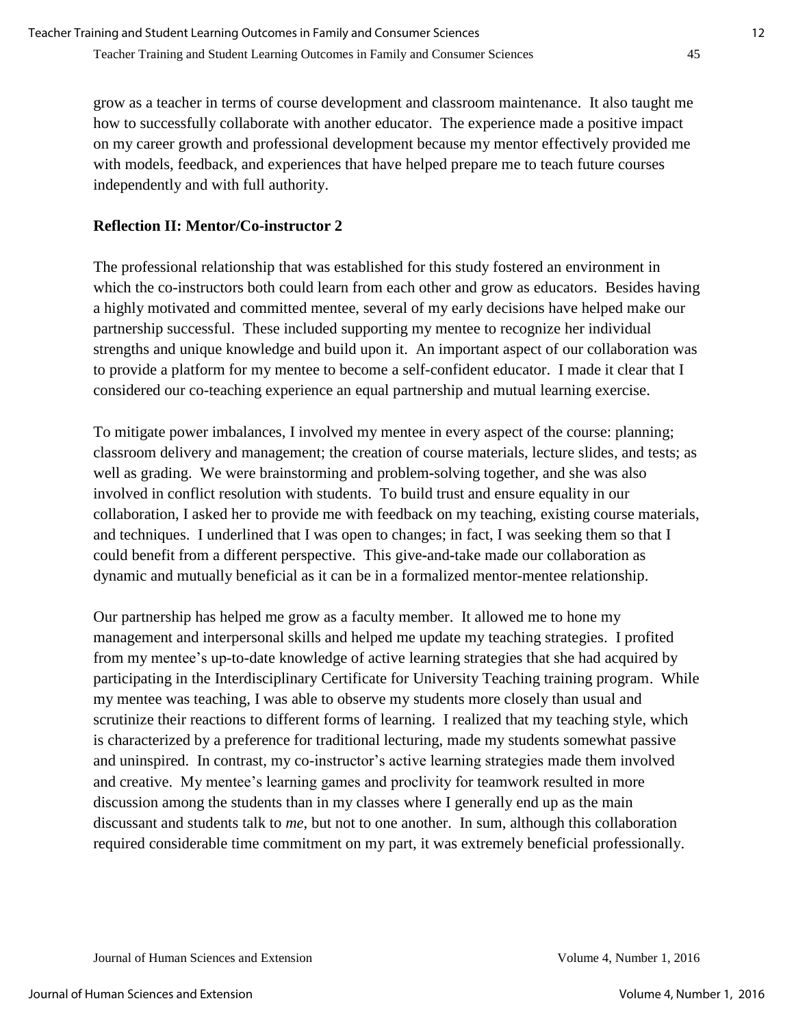grow as a teacher in terms of course development and classroom maintenance. It also taught me how to successfully collaborate with another educator. The experience made a positive impact on my career growth and professional development because my mentor effectively provided me with models, feedback, and experiences that have helped prepare me to teach future courses independently and with full authority.

**Reflection II: Mentor/Co-instructor 2**

The professional relationship that was established for this study fostered an environment in which the co-instructors both could learn from each other and grow as educators. Besides having a highly motivated and committed mentee, several of my early decisions have helped make our partnership successful. These included supporting my mentee to recognize her individual strengths and unique knowledge and build upon it. An important aspect of our collaboration was to provide a platform for my mentee to become a self-confident educator. I made it clear that I considered our co-teaching experience an equal partnership and mutual learning exercise.

To mitigate power imbalances, I involved my mentee in every aspect of the course: planning; classroom delivery and management; the creation of course materials, lecture slides, and tests; as well as grading. We were brainstorming and problem-solving together, and she was also involved in conflict resolution with students. To build trust and ensure equality in our collaboration, I asked her to provide me with feedback on my teaching, existing course materials, and techniques. I underlined that I was open to changes; in fact, I was seeking them so that I could benefit from a different perspective. This give-and-take made our collaboration as dynamic and mutually beneficial as it can be in a formalized mentor-mentee relationship.

Our partnership has helped me grow as a faculty member. It allowed me to hone my management and interpersonal skills and helped me update my teaching strategies. I profited from my mentee's up-to-date knowledge of active learning strategies that she had acquired by participating in the Interdisciplinary Certificate for University Teaching training program. While my mentee was teaching, I was able to observe my students more closely than usual and scrutinize their reactions to different forms of learning. I realized that my teaching style, which is characterized by a preference for traditional lecturing, made my students somewhat passive and uninspired. In contrast, my co-instructor's active learning strategies made them involved and creative. My mentee's learning games and proclivity for teamwork resulted in more discussion among the students than in my classes where I generally end up as the main discussant and students talk to *me*, but not to one another. In sum, although this collaboration required considerable time commitment on my part, it was extremely beneficial professionally.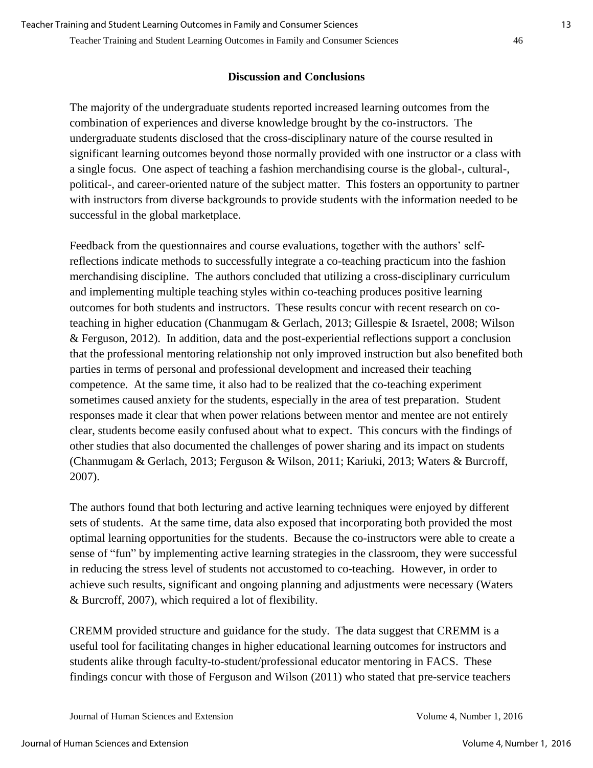## Discussion and Conclusions

The majority of the undergraduate students reported increased learning outcomes from the combination of experiences and diverse knowledge brought by the co-instructors. The undergraduate students disclosed that the cross-disciplinary nature of the course resulted in significant learning outcomes beyond those normally provided with one instructor or a class with a single focus. One aspect of teaching a fashion merchandising course is the global-, cultural-, political-, and career-oriented nature of the subject matter. This fosters an opportunity to partner with instructors from diverse backgrounds to provide students with the information needed to be successful in the global marketplace.

Feedback from the questionnaires and course evaluations, together with the authors' self-reflections indicate methods to successfully integrate a co-teaching practicum into the fashion merchandising discipline. The authors concluded that utilizing a cross-disciplinary curriculum and implementing multiple teaching styles within co-teaching produces positive learning outcomes for both students and instructors. These results concur with recent research on co-teaching in higher education (Chanmugam & Gerlach, 2013; Gillespie & Israetel, 2008; Wilson & Ferguson, 2012). In addition, data and the post-experiential reflections support a conclusion that the professional mentoring relationship not only improved instruction but also benefited both parties in terms of personal and professional development and increased their teaching competence. At the same time, it also had to be realized that the co-teaching experiment sometimes caused anxiety for the students, especially in the area of test preparation. Student responses made it clear that when power relations between mentor and mentee are not entirely clear, students become easily confused about what to expect. This concurs with the findings of other studies that also documented the challenges of power sharing and its impact on students (Chanmugam & Gerlach, 2013; Ferguson & Wilson, 2011; Kariuki, 2013; Waters & Burcroff, 2007).

The authors found that both lecturing and active learning techniques were enjoyed by different sets of students. At the same time, data also exposed that incorporating both provided the most optimal learning opportunities for the students. Because the co-instructors were able to create a sense of "fun" by implementing active learning strategies in the classroom, they were successful in reducing the stress level of students not accustomed to co-teaching. However, in order to achieve such results, significant and ongoing planning and adjustments were necessary (Waters & Burcroff, 2007), which required a lot of flexibility.

CREMM provided structure and guidance for the study. The data suggest that CREMM is a useful tool for facilitating changes in higher educational learning outcomes for instructors and students alike through faculty-to-student/professional educator mentoring in FACS. These findings concur with those of Ferguson and Wilson (2011) who stated that pre-service teachers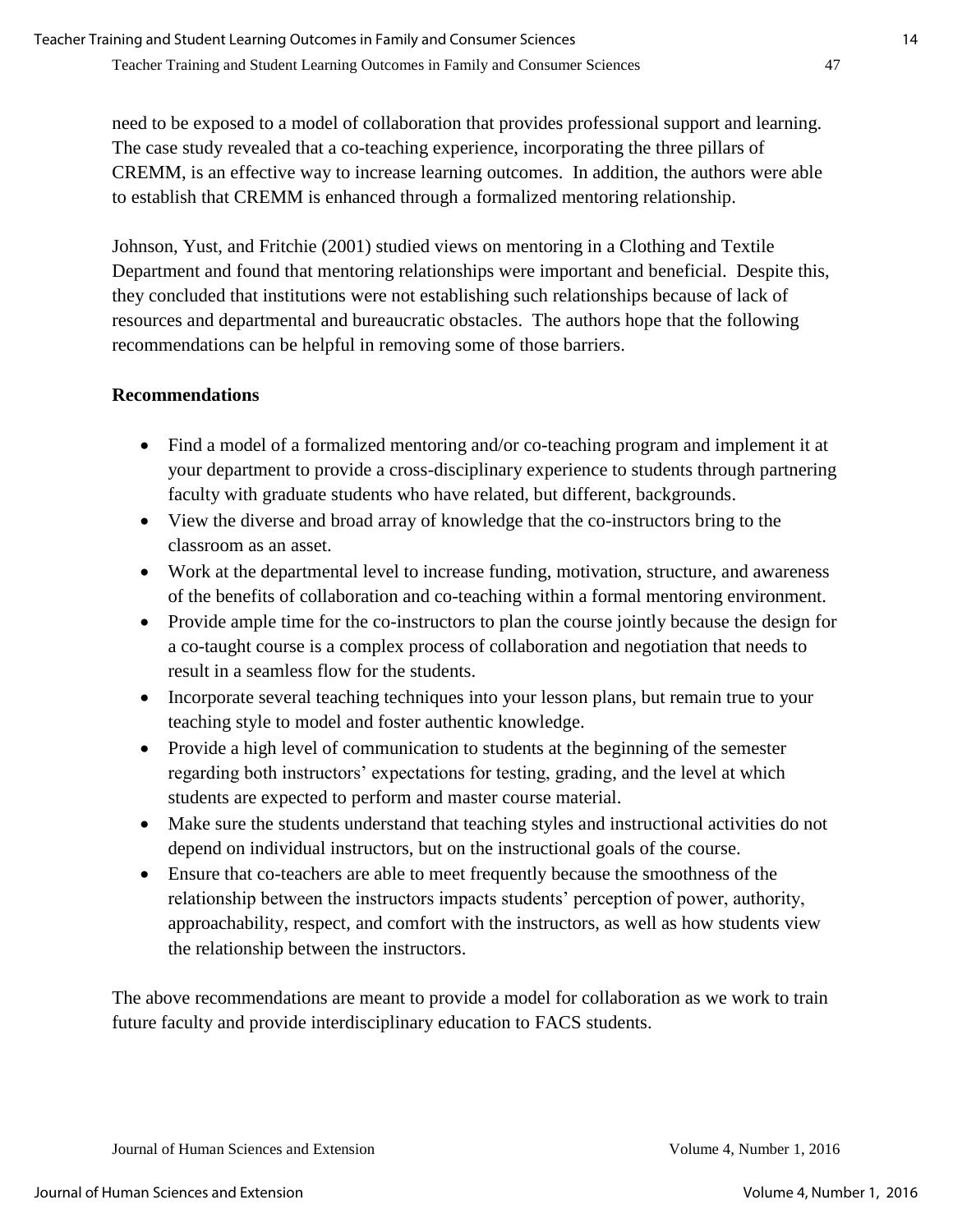need to be exposed to a model of collaboration that provides professional support and learning. The case study revealed that a co-teaching experience, incorporating the three pillars of CREMM, is an effective way to increase learning outcomes. In addition, the authors were able to establish that CREMM is enhanced through a formalized mentoring relationship.

Johnson, Yust, and Fritchie (2001) studied views on mentoring in a Clothing and Textile Department and found that mentoring relationships were important and beneficial. Despite this, they concluded that institutions were not establishing such relationships because of lack of resources and departmental and bureaucratic obstacles. The authors hope that the following recommendations can be helpful in removing some of those barriers.

**Recommendations**

- Find a model of a formalized mentoring and/or co-teaching program and implement it at your department to provide a cross-disciplinary experience to students through partnering faculty with graduate students who have related, but different, backgrounds.
- View the diverse and broad array of knowledge that the co-instructors bring to the classroom as an asset.
- Work at the departmental level to increase funding, motivation, structure, and awareness of the benefits of collaboration and co-teaching within a formal mentoring environment.
- Provide ample time for the co-instructors to plan the course jointly because the design for a co-taught course is a complex process of collaboration and negotiation that needs to result in a seamless flow for the students.
- Incorporate several teaching techniques into your lesson plans, but remain true to your teaching style to model and foster authentic knowledge.
- Provide a high level of communication to students at the beginning of the semester regarding both instructors' expectations for testing, grading, and the level at which students are expected to perform and master course material.
- Make sure the students understand that teaching styles and instructional activities do not depend on individual instructors, but on the instructional goals of the course.
- Ensure that co-teachers are able to meet frequently because the smoothness of the relationship between the instructors impacts students' perception of power, authority, approachability, respect, and comfort with the instructors, as well as how students view the relationship between the instructors.

The above recommendations are meant to provide a model for collaboration as we work to train future faculty and provide interdisciplinary education to FACS students.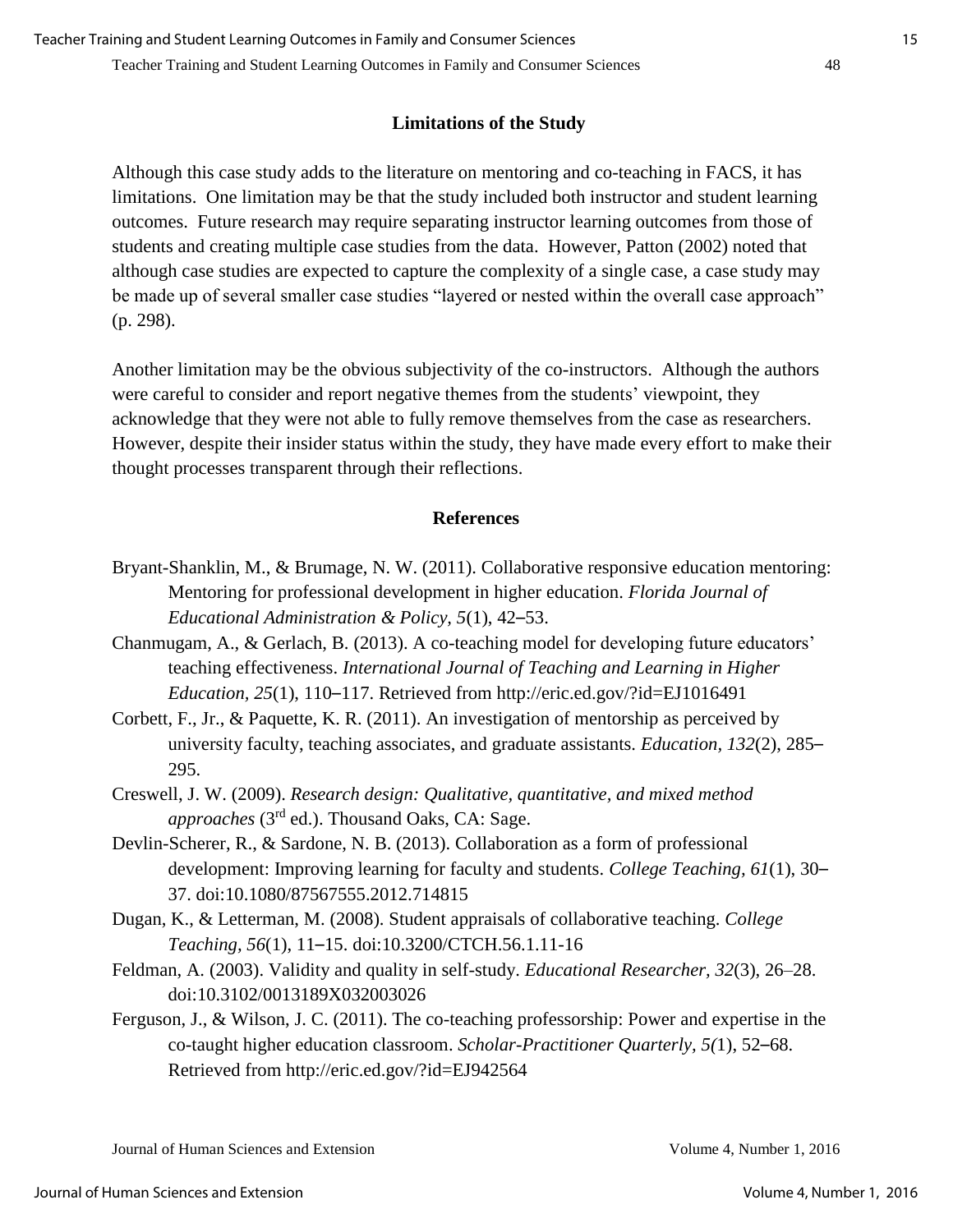## Limitations of the Study

Although this case study adds to the literature on mentoring and co-teaching in FACS, it has limitations. One limitation may be that the study included both instructor and student learning outcomes. Future research may require separating instructor learning outcomes from those of students and creating multiple case studies from the data. However, Patton (2002) noted that although case studies are expected to capture the complexity of a single case, a case study may be made up of several smaller case studies "layered or nested within the overall case approach" (p. 298).

Another limitation may be the obvious subjectivity of the co-instructors. Although the authors were careful to consider and report negative themes from the students' viewpoint, they acknowledge that they were not able to fully remove themselves from the case as researchers. However, despite their insider status within the study, they have made every effort to make their thought processes transparent through their reflections.

## References

Bryant-Shanklin, M., & Brumage, N. W. (2011). Collaborative responsive education mentoring: Mentoring for professional development in higher education. *Florida Journal of Educational Administration & Policy, 5*(1), 42–53.

Chanmugam, A., & Gerlach, B. (2013). A co-teaching model for developing future educators' teaching effectiveness. *International Journal of Teaching and Learning in Higher Education, 25*(1), 110–117. Retrieved from http://eric.ed.gov/?id=EJ1016491

Corbett, F., Jr., & Paquette, K. R. (2011). An investigation of mentorship as perceived by university faculty, teaching associates, and graduate assistants. *Education, 132*(2), 285–295.

Creswell, J. W. (2009). *Research design: Qualitative, quantitative, and mixed method approaches* (3rd ed.). Thousand Oaks, CA: Sage.

Devlin-Scherer, R., & Sardone, N. B. (2013). Collaboration as a form of professional development: Improving learning for faculty and students. *College Teaching, 61*(1), 30–37. doi:10.1080/87567555.2012.714815

Dugan, K., & Letterman, M. (2008). Student appraisals of collaborative teaching. *College Teaching, 56*(1), 11–15. doi:10.3200/CTCH.56.1.11-16

Feldman, A. (2003). Validity and quality in self-study. *Educational Researcher, 32*(3), 26–28. doi:10.3102/0013189X032003026

Ferguson, J., & Wilson, J. C. (2011). The co-teaching professorship: Power and expertise in the co-taught higher education classroom. *Scholar-Practitioner Quarterly, 5(*1), 52–68. Retrieved from http://eric.ed.gov/?id=EJ942564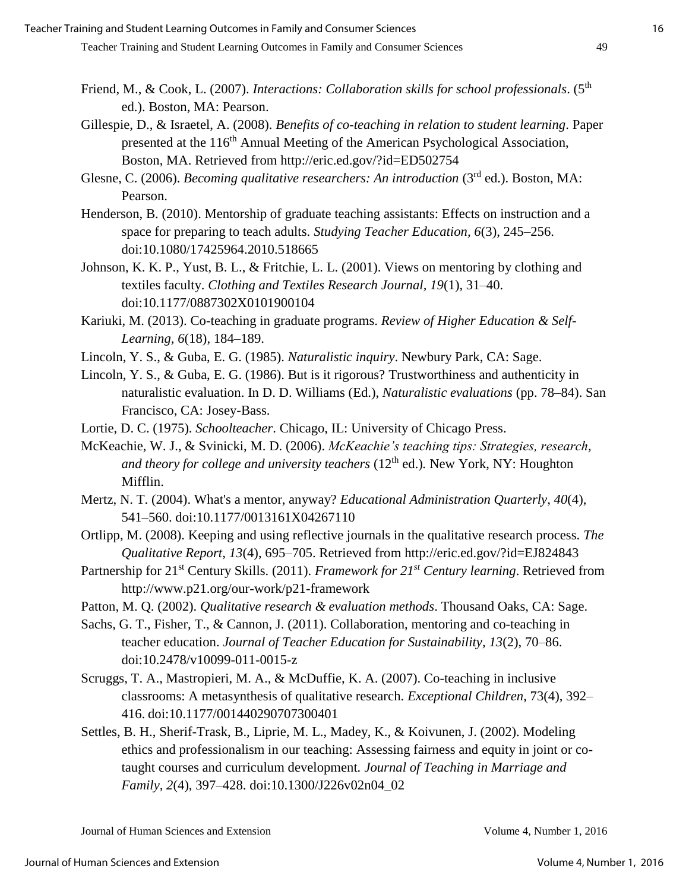Friend, M., & Cook, L. (2007). *Interactions: Collaboration skills for school professionals*. (5th ed.). Boston, MA: Pearson.

Gillespie, D., & Israetel, A. (2008). *Benefits of co-teaching in relation to student learning*. Paper presented at the 116th Annual Meeting of the American Psychological Association, Boston, MA. Retrieved from http://eric.ed.gov/?id=ED502754

Glesne, C. (2006). *Becoming qualitative researchers: An introduction* (3rd ed.). Boston, MA: Pearson.

Henderson, B. (2010). Mentorship of graduate teaching assistants: Effects on instruction and a space for preparing to teach adults. *Studying Teacher Education, 6*(3), 245–256. doi:10.1080/17425964.2010.518665

Johnson, K. K. P., Yust, B. L., & Fritchie, L. L. (2001). Views on mentoring by clothing and textiles faculty. *Clothing and Textiles Research Journal, 19*(1), 31–40. doi:10.1177/0887302X0101900104

Kariuki, M. (2013). Co-teaching in graduate programs. *Review of Higher Education & Self-Learning, 6*(18), 184–189.

Lincoln, Y. S., & Guba, E. G. (1985). *Naturalistic inquiry*. Newbury Park, CA: Sage.

Lincoln, Y. S., & Guba, E. G. (1986). But is it rigorous? Trustworthiness and authenticity in naturalistic evaluation. In D. D. Williams (Ed.), *Naturalistic evaluations* (pp. 78–84). San Francisco, CA: Josey-Bass.

Lortie, D. C. (1975). *Schoolteacher*. Chicago, IL: University of Chicago Press.

McKeachie, W. J., & Svinicki, M. D. (2006). *McKeachie's teaching tips: Strategies, research, and theory for college and university teachers* (12th ed.). New York, NY: Houghton Mifflin.

Mertz, N. T. (2004). What's a mentor, anyway? *Educational Administration Quarterly, 40*(4), 541–560. doi:10.1177/0013161X04267110

Ortlipp, M. (2008). Keeping and using reflective journals in the qualitative research process. *The Qualitative Report, 13*(4), 695–705. Retrieved from http://eric.ed.gov/?id=EJ824843

Partnership for 21st Century Skills. (2011). *Framework for 21st Century learning*. Retrieved from http://www.p21.org/our-work/p21-framework

Patton, M. Q. (2002). *Qualitative research & evaluation methods*. Thousand Oaks, CA: Sage.

Sachs, G. T., Fisher, T., & Cannon, J. (2011). Collaboration, mentoring and co-teaching in teacher education. *Journal of Teacher Education for Sustainability, 13*(2), 70–86. doi:10.2478/v10099-011-0015-z

Scruggs, T. A., Mastropieri, M. A., & McDuffie, K. A. (2007). Co-teaching in inclusive classrooms: A metasynthesis of qualitative research. *Exceptional Children*, 73(4), 392–416. doi:10.1177/001440290707300401

Settles, B. H., Sherif-Trask, B., Liprie, M. L., Madey, K., & Koivunen, J. (2002). Modeling ethics and professionalism in our teaching: Assessing fairness and equity in joint or co-taught courses and curriculum development. *Journal of Teaching in Marriage and Family, 2*(4), 397–428. doi:10.1300/J226v02n04_02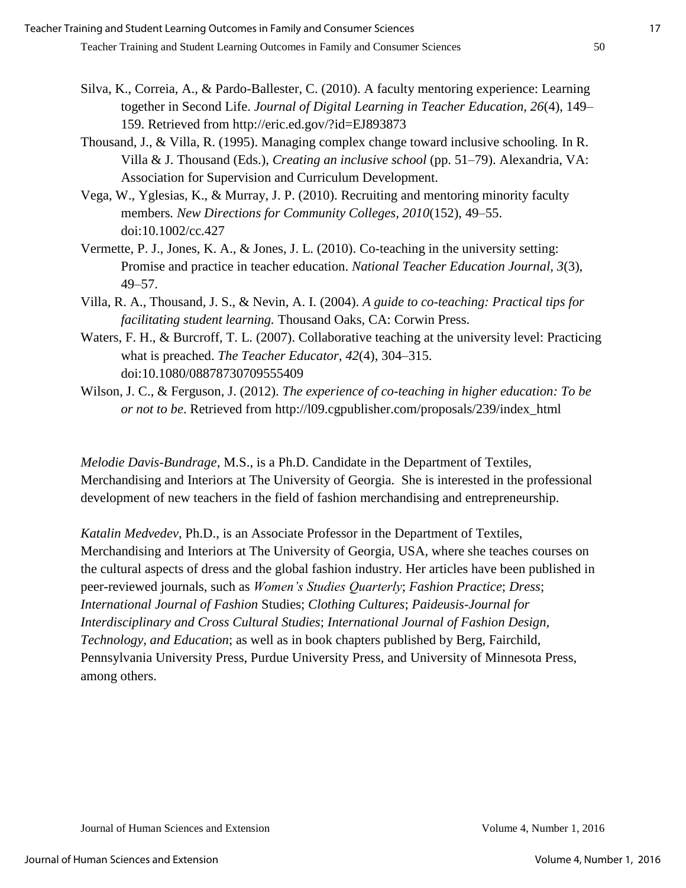Silva, K., Correia, A., & Pardo-Ballester, C. (2010). A faculty mentoring experience: Learning together in Second Life. *Journal of Digital Learning in Teacher Education, 26*(4), 149–159. Retrieved from http://eric.ed.gov/?id=EJ893873

Thousand, J., & Villa, R. (1995). Managing complex change toward inclusive schooling. In R. Villa & J. Thousand (Eds.), *Creating an inclusive school* (pp. 51–79). Alexandria, VA: Association for Supervision and Curriculum Development.

Vega, W., Yglesias, K., & Murray, J. P. (2010). Recruiting and mentoring minority faculty members. *New Directions for Community Colleges, 2010*(152), 49–55. doi:10.1002/cc.427

Vermette, P. J., Jones, K. A., & Jones, J. L. (2010). Co-teaching in the university setting: Promise and practice in teacher education. *National Teacher Education Journal, 3*(3), 49–57.

Villa, R. A., Thousand, J. S., & Nevin, A. I. (2004). *A guide to co-teaching: Practical tips for facilitating student learning.* Thousand Oaks, CA: Corwin Press.

Waters, F. H., & Burcroff, T. L. (2007). Collaborative teaching at the university level: Practicing what is preached. *The Teacher Educator, 42*(4), 304–315. doi:10.1080/08878730709555409

Wilson, J. C., & Ferguson, J. (2012). *The experience of co-teaching in higher education: To be or not to be*. Retrieved from http://l09.cgpublisher.com/proposals/239/index_html

*Melodie Davis-Bundrage*, M.S., is a Ph.D. Candidate in the Department of Textiles, Merchandising and Interiors at The University of Georgia. She is interested in the professional development of new teachers in the field of fashion merchandising and entrepreneurship.

*Katalin Medvedev*, Ph.D., is an Associate Professor in the Department of Textiles, Merchandising and Interiors at The University of Georgia, USA, where she teaches courses on the cultural aspects of dress and the global fashion industry. Her articles have been published in peer-reviewed journals, such as *Women's Studies Quarterly*; *Fashion Practice*; *Dress*; *International Journal of Fashion* Studies; *Clothing Cultures*; *Paideusis-Journal for Interdisciplinary and Cross Cultural Studies*; *International Journal of Fashion Design, Technology, and Education*; as well as in book chapters published by Berg, Fairchild, Pennsylvania University Press, Purdue University Press, and University of Minnesota Press, among others.